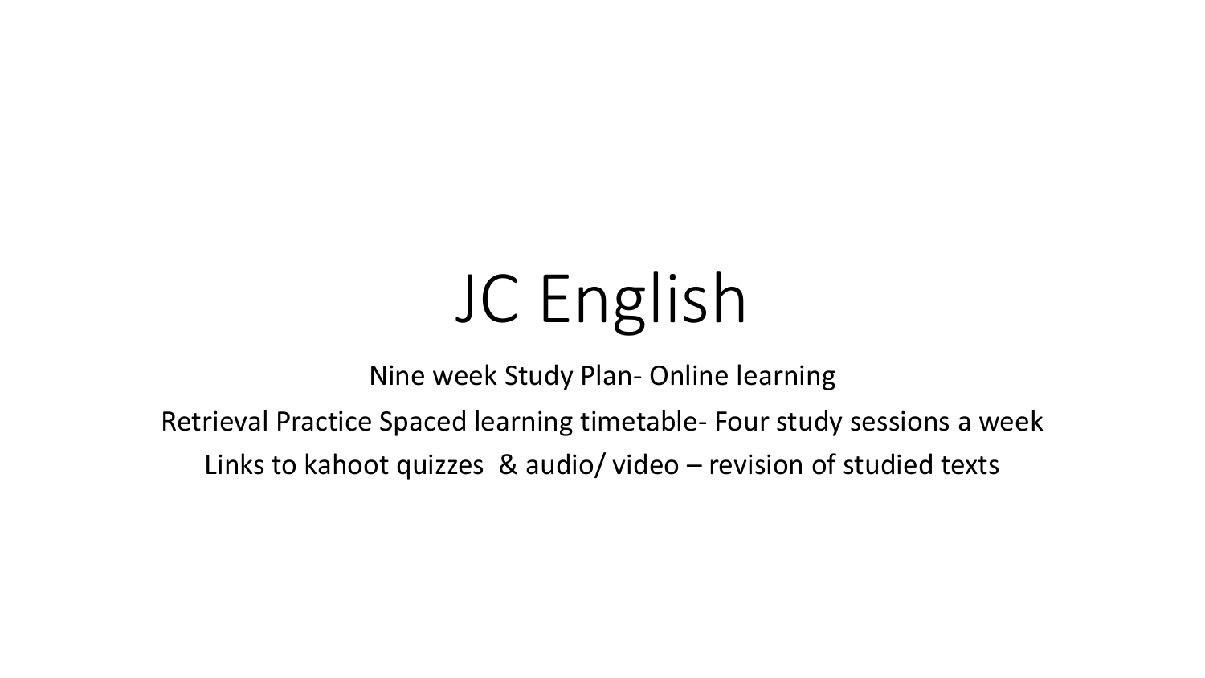# JC English

Nine week Study Plan- Online learning

Retrieval Practice Spaced learning timetable- Four study sessions a week

Links to kahoot quizzes & audio/ video – revision of studied texts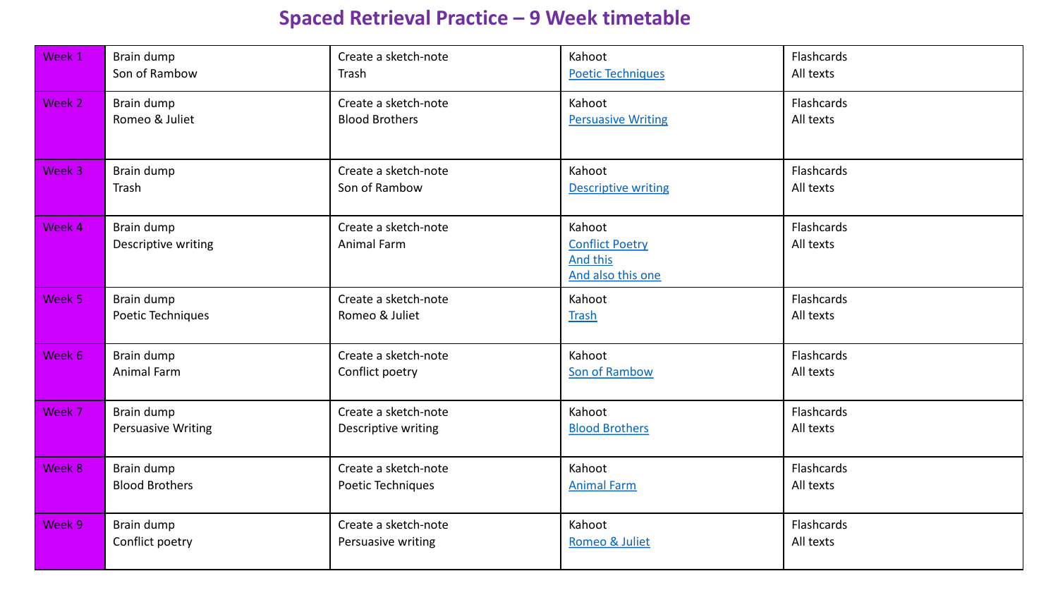# Spaced Retrieval Practice – 9 Week timetable

| | | | | |
|---|---|---|---|---|
| Week 1 | Brain dump<br>Son of Rambow | Create a sketch-note<br>Trash | Kahoot<br>Poetic Techniques | Flashcards<br>All texts |
| Week 2 | Brain dump<br>Romeo & Juliet | Create a sketch-note<br>Blood Brothers | Kahoot<br>Persuasive Writing | Flashcards<br>All texts |
| Week 3 | Brain dump<br>Trash | Create a sketch-note<br>Son of Rambow | Kahoot<br>Descriptive writing | Flashcards<br>All texts |
| Week 4 | Brain dump<br>Descriptive writing | Create a sketch-note<br>Animal Farm | Kahoot<br>Conflict Poetry<br>And this<br>And also this one | Flashcards<br>All texts |
| Week 5 | Brain dump<br>Poetic Techniques | Create a sketch-note<br>Romeo & Juliet | Kahoot<br>Trash | Flashcards<br>All texts |
| Week 6 | Brain dump<br>Animal Farm | Create a sketch-note<br>Conflict poetry | Kahoot<br>Son of Rambow | Flashcards<br>All texts |
| Week 7 | Brain dump<br>Persuasive Writing | Create a sketch-note<br>Descriptive writing | Kahoot<br>Blood Brothers | Flashcards<br>All texts |
| Week 8 | Brain dump<br>Blood Brothers | Create a sketch-note<br>Poetic Techniques | Kahoot<br>Animal Farm | Flashcards<br>All texts |
| Week 9 | Brain dump<br>Conflict poetry | Create a sketch-note<br>Persuasive writing | Kahoot<br>Romeo & Juliet | Flashcards<br>All texts |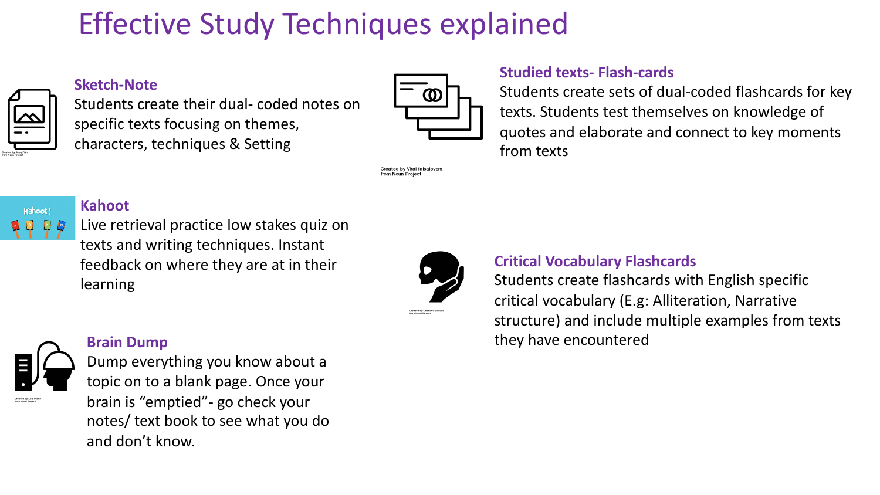# Effective Study Techniques explained

### Sketch-Note

Students create their dual- coded notes on specific texts focusing on themes, characters, techniques & Setting

### Studied texts- Flash-cards

Students create sets of dual-coded flashcards for key texts. Students test themselves on knowledge of quotes and elaborate and connect to key moments from texts

### Kahoot

Live retrieval practice low stakes quiz on texts and writing techniques. Instant feedback on where they are at in their learning

### Critical Vocabulary Flashcards

Students create flashcards with English specific critical vocabulary (E.g: Alliteration, Narrative structure) and include multiple examples from texts they have encountered

### Brain Dump

Dump everything you know about a topic on to a blank page. Once your brain is "emptied"- go check your notes/ text book to see what you do and don't know.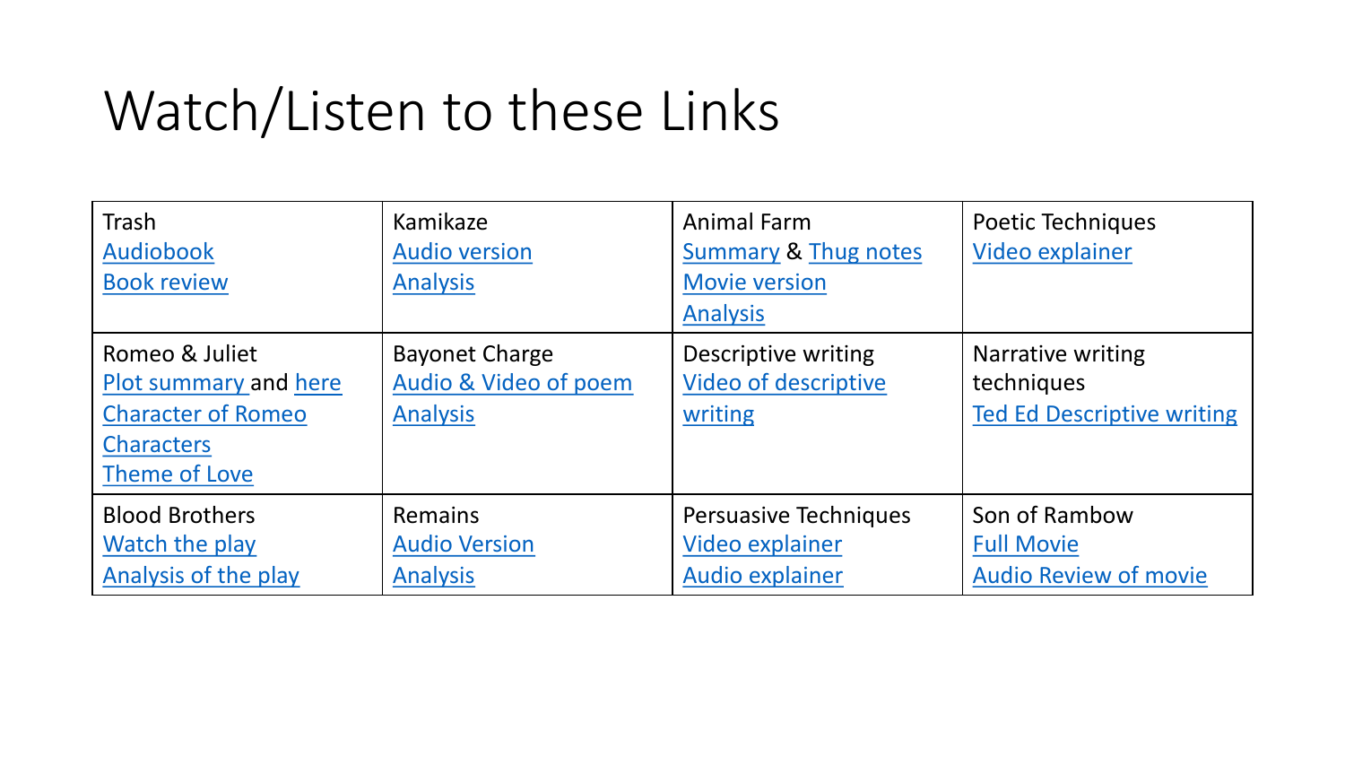# Watch/Listen to these Links

| | | | |
|---|---|---|---|
| Trash<br>Audiobook<br>Book review | Kamikaze<br>Audio version<br>Analysis | Animal Farm<br>Summary & Thug notes<br>Movie version<br>Analysis | Poetic Techniques<br>Video explainer |
| Romeo & Juliet<br>Plot summary and here<br>Character of Romeo<br>Characters<br>Theme of Love | Bayonet Charge<br>Audio & Video of poem<br>Analysis | Descriptive writing<br>Video of descriptive writing | Narrative writing techniques<br>Ted Ed Descriptive writing |
| Blood Brothers<br>Watch the play<br>Analysis of the play | Remains<br>Audio Version<br>Analysis | Persuasive Techniques<br>Video explainer<br>Audio explainer | Son of Rambow<br>Full Movie<br>Audio Review of movie |